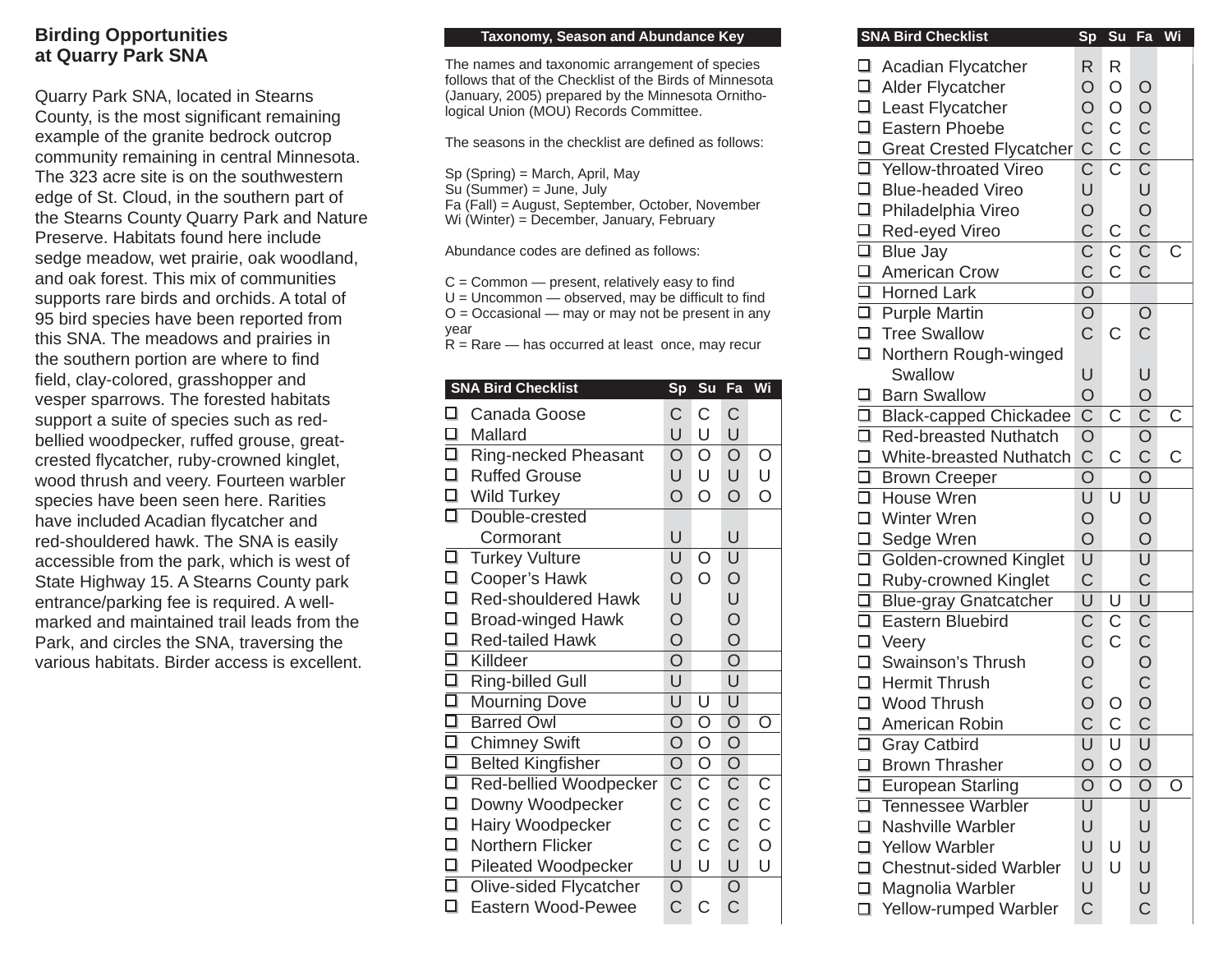## Birding Opportunities at Quarry Park SNA

Quarry Park SNA, located in Stearns County, is the most significant remaining example of the granite bedrock outcrop community remaining in central Minnesota. The 323 acre site is on the southwestern edge of St. Cloud, in the southern part of the Stearns County Quarry Park and Nature Preserve. Habitats found here include sedge meadow, wet prairie, oak woodland, and oak forest. This mix of communities supports rare birds and orchids. A total of 95 bird species have been reported from this SNA. The meadows and prairies in the southern portion are where to find field, clay-colored, grasshopper and vesper sparrows. The forested habitats support a suite of species such as red-bellied woodpecker, ruffed grouse, great-crested flycatcher, ruby-crowned kinglet, wood thrush and veery. Fourteen warbler species have been seen here. Rarities have included Acadian flycatcher and red-shouldered hawk. The SNA is easily accessible from the park, which is west of State Highway 15. A Stearns County park entrance/parking fee is required. A well-marked and maintained trail leads from the Park, and circles the SNA, traversing the various habitats. Birder access is excellent.

### Taxonomy, Season and Abundance Key

The names and taxonomic arrangement of species follows that of the Checklist of the Birds of Minnesota (January, 2005) prepared by the Minnesota Ornithological Union (MOU) Records Committee.

The seasons in the checklist are defined as follows:

Sp (Spring) = March, April, May
Su (Summer) = June, July
Fa (Fall) = August, September, October, November
Wi (Winter) = December, January, February

Abundance codes are defined as follows:

C = Common — present, relatively easy to find
U = Uncommon — observed, may be difficult to find
O = Occasional — may or may not be present in any year
R = Rare — has occurred at least once, may recur

### SNA Bird Checklist

| SNA Bird Checklist | Sp | Su | Fa | Wi |
|---|---|---|---|---|
| ☐ Canada Goose | C | C | C | |
| ☐ Mallard | U | U | U | |
| ☐ Ring-necked Pheasant | O | O | O | O |
| ☐ Ruffed Grouse | U | U | U | U |
| ☐ Wild Turkey | O | O | O | O |
| ☐ Double-crested Cormorant | U | | U | |
| ☐ Turkey Vulture | U | O | U | |
| ☐ Cooper's Hawk | O | O | O | |
| ☐ Red-shouldered Hawk | U | | U | |
| ☐ Broad-winged Hawk | O | | O | |
| ☐ Red-tailed Hawk | O | | O | |
| ☐ Killdeer | O | | O | |
| ☐ Ring-billed Gull | U | | U | |
| ☐ Mourning Dove | U | U | U | |
| ☐ Barred Owl | O | O | O | O |
| ☐ Chimney Swift | O | O | O | |
| ☐ Belted Kingfisher | O | O | O | |
| ☐ Red-bellied Woodpecker | C | C | C | C |
| ☐ Downy Woodpecker | C | C | C | C |
| ☐ Hairy Woodpecker | C | C | C | C |
| ☐ Northern Flicker | C | C | C | O |
| ☐ Pileated Woodpecker | U | U | U | U |
| ☐ Olive-sided Flycatcher | O | | O | |
| ☐ Eastern Wood-Pewee | C | C | C | |
| ☐ Acadian Flycatcher | R | R | | |
| ☐ Alder Flycatcher | O | O | O | |
| ☐ Least Flycatcher | O | O | O | |
| ☐ Eastern Phoebe | C | C | C | |
| ☐ Great Crested Flycatcher | C | C | C | |
| ☐ Yellow-throated Vireo | C | C | C | |
| ☐ Blue-headed Vireo | U | | U | |
| ☐ Philadelphia Vireo | O | | O | |
| ☐ Red-eyed Vireo | C | C | C | |
| ☐ Blue Jay | C | C | C | C |
| ☐ American Crow | C | C | C | |
| ☐ Horned Lark | O | | | |
| ☐ Purple Martin | O | | O | |
| ☐ Tree Swallow | C | C | C | |
| ☐ Northern Rough-winged Swallow | U | | U | |
| ☐ Barn Swallow | O | | O | |
| ☐ Black-capped Chickadee | C | C | C | C |
| ☐ Red-breasted Nuthatch | O | | O | |
| ☐ White-breasted Nuthatch | C | C | C | C |
| ☐ Brown Creeper | O | | O | |
| ☐ House Wren | U | U | U | |
| ☐ Winter Wren | O | | O | |
| ☐ Sedge Wren | O | | O | |
| ☐ Golden-crowned Kinglet | U | | U | |
| ☐ Ruby-crowned Kinglet | C | | C | |
| ☐ Blue-gray Gnatcatcher | U | U | U | |
| ☐ Eastern Bluebird | C | C | C | |
| ☐ Veery | C | C | C | |
| ☐ Swainson's Thrush | O | | O | |
| ☐ Hermit Thrush | C | | C | |
| ☐ Wood Thrush | O | O | O | |
| ☐ American Robin | C | C | C | |
| ☐ Gray Catbird | U | U | U | |
| ☐ Brown Thrasher | O | O | O | |
| ☐ European Starling | O | O | O | O |
| ☐ Tennessee Warbler | U | | U | |
| ☐ Nashville Warbler | U | | U | |
| ☐ Yellow Warbler | U | U | U | |
| ☐ Chestnut-sided Warbler | U | U | U | |
| ☐ Magnolia Warbler | U | | U | |
| ☐ Yellow-rumped Warbler | C | | C | |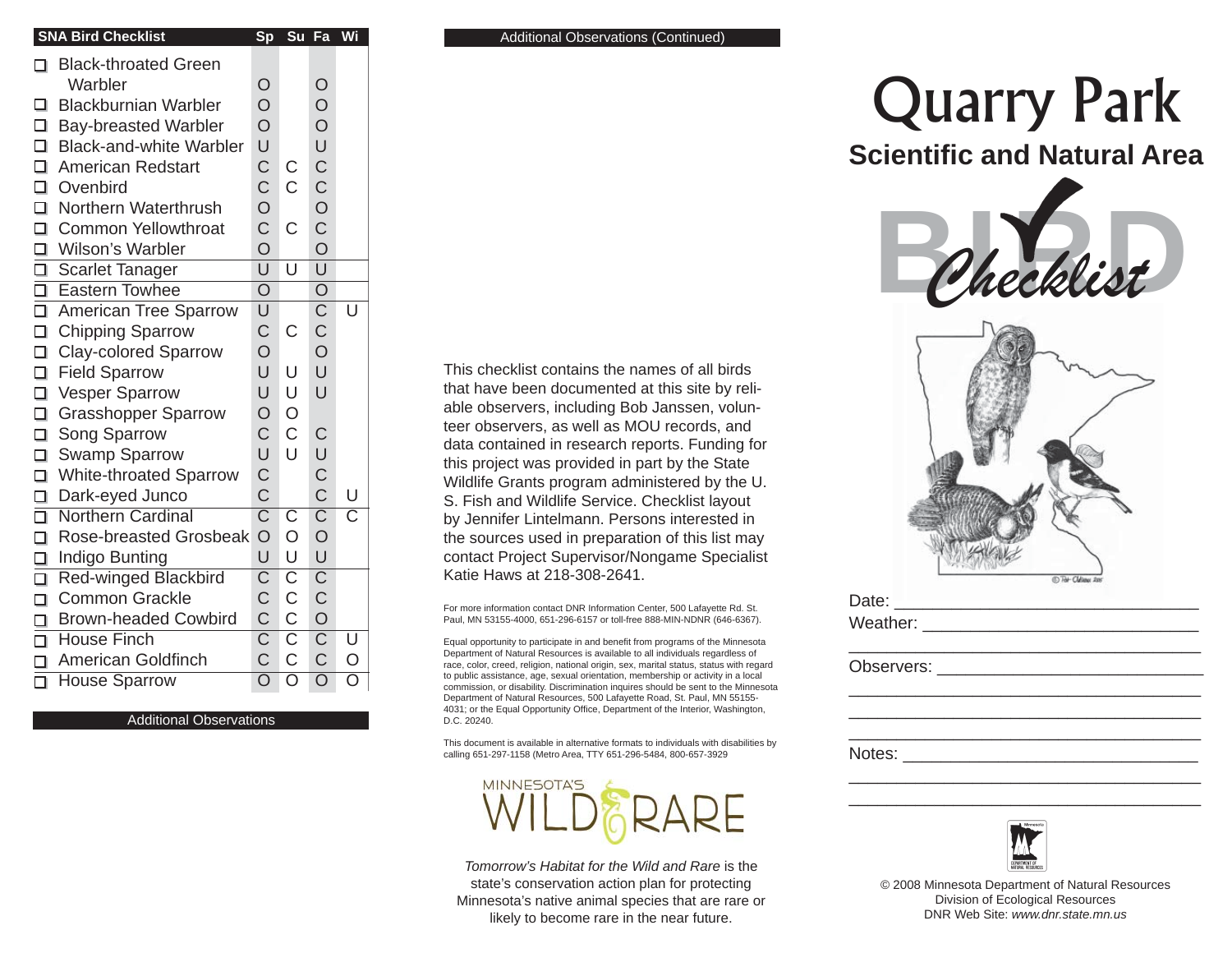| SNA Bird Checklist | Sp | Su | Fa | Wi |
|---|---|---|---|---|
| ❑ Black-throated Green Warbler | O | | O | |
| ❑ Blackburnian Warbler | O | | O | |
| ❑ Bay-breasted Warbler | O | | O | |
| ❑ Black-and-white Warbler | U | | U | |
| ❑ American Redstart | C | C | C | |
| ❑ Ovenbird | C | C | C | |
| ❑ Northern Waterthrush | O | | O | |
| ❑ Common Yellowthroat | C | C | C | |
| ❑ Wilson's Warbler | O | | O | |
| ❑ Scarlet Tanager | U | U | U | |
| ❑ Eastern Towhee | O | | O | |
| ❑ American Tree Sparrow | U | | C | U |
| ❑ Chipping Sparrow | C | C | C | |
| ❑ Clay-colored Sparrow | O | | O | |
| ❑ Field Sparrow | U | U | U | |
| ❑ Vesper Sparrow | U | U | U | |
| ❑ Grasshopper Sparrow | O | O | | |
| ❑ Song Sparrow | C | C | C | |
| ❑ Swamp Sparrow | U | U | U | |
| ❑ White-throated Sparrow | C | | C | |
| ❑ Dark-eyed Junco | C | | C | U |
| ❑ Northern Cardinal | C | C | C | C |
| ❑ Rose-breasted Grosbeak | O | O | O | |
| ❑ Indigo Bunting | U | U | U | |
| ❑ Red-winged Blackbird | C | C | C | |
| ❑ Common Grackle | C | C | C | |
| ❑ Brown-headed Cowbird | C | C | O | |
| ❑ House Finch | C | C | C | U |
| ❑ American Goldfinch | C | C | C | O |
| ❑ House Sparrow | O | O | O | O |

## Additional Observations

## Additional Observations (Continued)

This checklist contains the names of all birds that have been documented at this site by reliable observers, including Bob Janssen, volunteer observers, as well as MOU records, and data contained in research reports. Funding for this project was provided in part by the State Wildlife Grants program administered by the U. S. Fish and Wildlife Service. Checklist layout by Jennifer Lintelmann. Persons interested in the sources used in preparation of this list may contact Project Supervisor/Nongame Specialist Katie Haws at 218-308-2641.

For more information contact DNR Information Center, 500 Lafayette Rd. St. Paul, MN 53155-4000, 651-296-6157 or toll-free 888-MIN-NDNR (646-6367).

Equal opportunity to participate in and benefit from programs of the Minnesota Department of Natural Resources is available to all individuals regardless of race, color, creed, religion, national origin, sex, marital status, status with regard to public assistance, age, sexual orientation, membership or activity in a local commission, or disability. Discrimination inquires should be sent to the Minnesota Department of Natural Resources, 500 Lafayette Road, St. Paul, MN 55155-4031; or the Equal Opportunity Office, Department of the Interior, Washington, D.C. 20240.

This document is available in alternative formats to individuals with disabilities by calling 651-297-1158 (Metro Area, TTY 651-296-5484, 800-657-3929

MINNESOTA'S WILD & RARE

*Tomorrow's Habitat for the Wild and Rare* is the state's conservation action plan for protecting Minnesota's native animal species that are rare or likely to become rare in the near future.

# Quarry Park

## Scientific and Natural Area

# BIRD Checklist

Date: ______________________________

Weather: ___________________________

_________________________________

Observers: __________________________

_________________________________

_________________________________

_________________________________

Notes: _____________________________

_________________________________

_________________________________

© 2008 Minnesota Department of Natural Resources
Division of Ecological Resources
DNR Web Site: *www.dnr.state.mn.us*